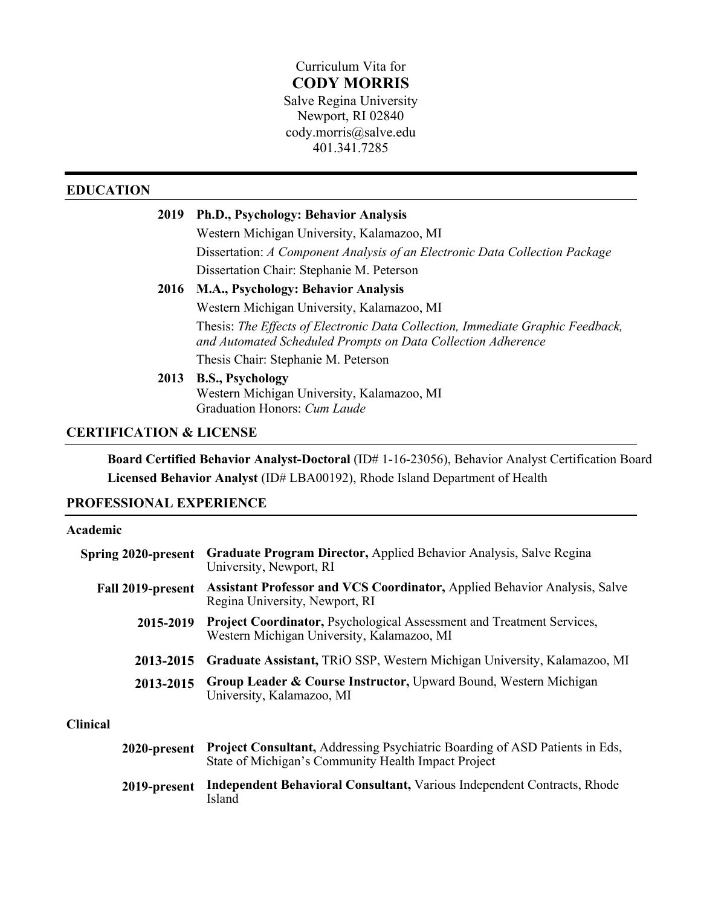Curriculum Vita for

# CODY MORRIS

Salve Regina University
Newport, RI 02840
cody.morris@salve.edu
401.341.7285

## EDUCATION

**2019** **Ph.D., Psychology: Behavior Analysis**
Western Michigan University, Kalamazoo, MI
Dissertation: *A Component Analysis of an Electronic Data Collection Package*
Dissertation Chair: Stephanie M. Peterson

**2016** **M.A., Psychology: Behavior Analysis**
Western Michigan University, Kalamazoo, MI
Thesis: *The Effects of Electronic Data Collection, Immediate Graphic Feedback, and Automated Scheduled Prompts on Data Collection Adherence*
Thesis Chair: Stephanie M. Peterson

**2013** **B.S., Psychology**
Western Michigan University, Kalamazoo, MI
Graduation Honors: *Cum Laude*

## CERTIFICATION & LICENSE

**Board Certified Behavior Analyst-Doctoral** (ID# 1-16-23056), Behavior Analyst Certification Board
**Licensed Behavior Analyst** (ID# LBA00192), Rhode Island Department of Health

## PROFESSIONAL EXPERIENCE

### Academic

**Spring 2020-present** **Graduate Program Director,** Applied Behavior Analysis, Salve Regina University, Newport, RI

**Fall 2019-present** **Assistant Professor and VCS Coordinator,** Applied Behavior Analysis, Salve Regina University, Newport, RI

**2015-2019** **Project Coordinator,** Psychological Assessment and Treatment Services, Western Michigan University, Kalamazoo, MI

**2013-2015** **Graduate Assistant,** TRiO SSP, Western Michigan University, Kalamazoo, MI

**2013-2015** **Group Leader & Course Instructor,** Upward Bound, Western Michigan University, Kalamazoo, MI

### Clinical

**2020-present** **Project Consultant,** Addressing Psychiatric Boarding of ASD Patients in Eds, State of Michigan's Community Health Impact Project

**2019-present** **Independent Behavioral Consultant,** Various Independent Contracts, Rhode Island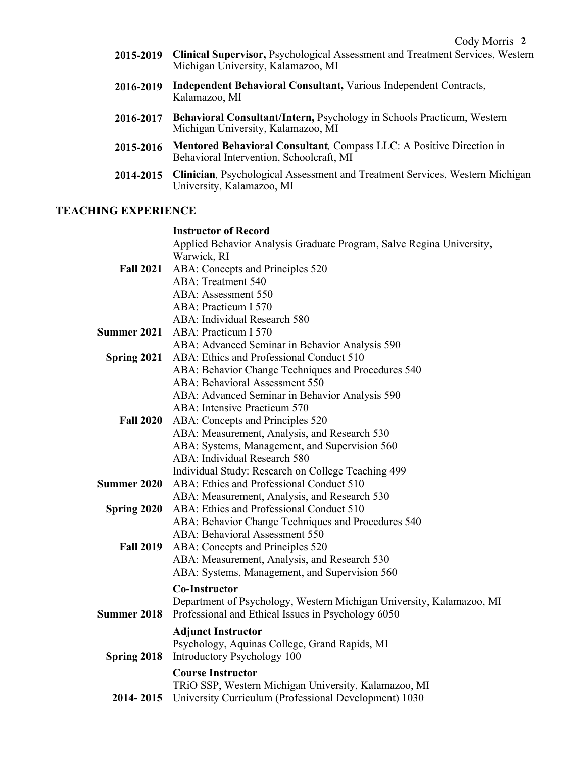**2015-2019** **Clinical Supervisor,** Psychological Assessment and Treatment Services, Western Michigan University, Kalamazoo, MI

**2016-2019** **Independent Behavioral Consultant,** Various Independent Contracts, Kalamazoo, MI

**2016-2017** **Behavioral Consultant/Intern,** Psychology in Schools Practicum, Western Michigan University, Kalamazoo, MI

**2015-2016** **Mentored Behavioral Consultant***,* Compass LLC: A Positive Direction in Behavioral Intervention, Schoolcraft, MI

**2014-2015** **Clinician***,* Psychological Assessment and Treatment Services, Western Michigan University, Kalamazoo, MI

## TEACHING EXPERIENCE

**Instructor of Record**
Applied Behavior Analysis Graduate Program, Salve Regina University**,** Warwick, RI

**Fall 2021**
ABA: Concepts and Principles 520
ABA: Treatment 540
ABA: Assessment 550
ABA: Practicum I 570
ABA: Individual Research 580

**Summer 2021**
ABA: Practicum I 570
ABA: Advanced Seminar in Behavior Analysis 590

**Spring 2021**
ABA: Ethics and Professional Conduct 510
ABA: Behavior Change Techniques and Procedures 540
ABA: Behavioral Assessment 550
ABA: Advanced Seminar in Behavior Analysis 590
ABA: Intensive Practicum 570

**Fall 2020**
ABA: Concepts and Principles 520
ABA: Measurement, Analysis, and Research 530
ABA: Systems, Management, and Supervision 560
ABA: Individual Research 580
Individual Study: Research on College Teaching 499

**Summer 2020**
ABA: Ethics and Professional Conduct 510
ABA: Measurement, Analysis, and Research 530

**Spring 2020**
ABA: Ethics and Professional Conduct 510
ABA: Behavior Change Techniques and Procedures 540
ABA: Behavioral Assessment 550

**Fall 2019**
ABA: Concepts and Principles 520
ABA: Measurement, Analysis, and Research 530
ABA: Systems, Management, and Supervision 560

**Co-Instructor**
Department of Psychology, Western Michigan University, Kalamazoo, MI

**Summer 2018** Professional and Ethical Issues in Psychology 6050

**Adjunct Instructor**
Psychology, Aquinas College, Grand Rapids, MI

**Spring 2018** Introductory Psychology 100

**Course Instructor**
TRiO SSP, Western Michigan University, Kalamazoo, MI

**2014- 2015** University Curriculum (Professional Development) 1030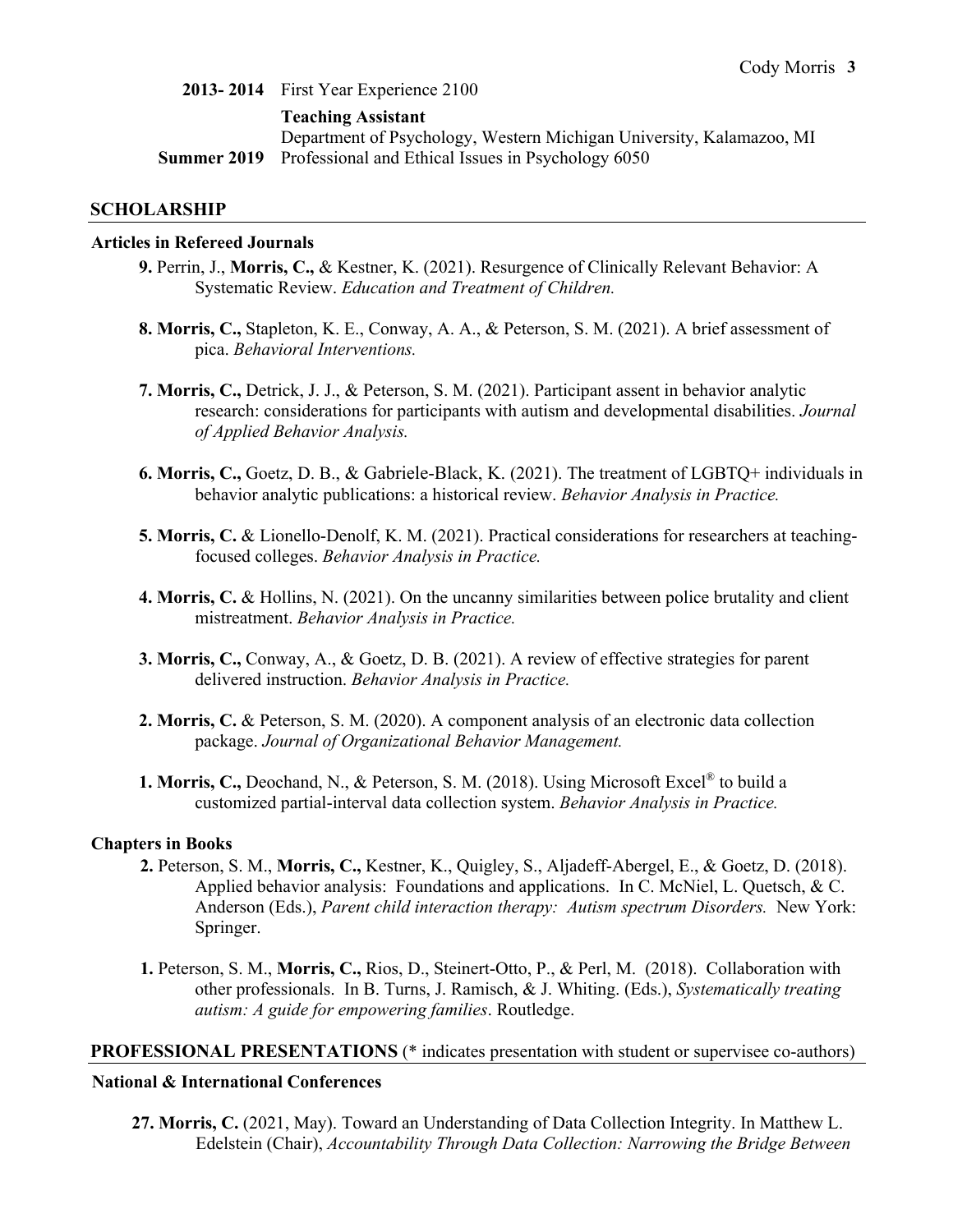**2013- 2014** First Year Experience 2100

**Teaching Assistant**
Department of Psychology, Western Michigan University, Kalamazoo, MI

**Summer 2019** Professional and Ethical Issues in Psychology 6050

## SCHOLARSHIP

### Articles in Refereed Journals

**9.** Perrin, J., **Morris, C.,** & Kestner, K. (2021). Resurgence of Clinically Relevant Behavior: A Systematic Review. *Education and Treatment of Children.*

**8. Morris, C.,** Stapleton, K. E., Conway, A. A., & Peterson, S. M. (2021). A brief assessment of pica. *Behavioral Interventions.*

**7. Morris, C.,** Detrick, J. J., & Peterson, S. M. (2021). Participant assent in behavior analytic research: considerations for participants with autism and developmental disabilities. *Journal of Applied Behavior Analysis.*

**6. Morris, C.,** Goetz, D. B., & Gabriele-Black, K. (2021). The treatment of LGBTQ+ individuals in behavior analytic publications: a historical review. *Behavior Analysis in Practice.*

**5. Morris, C.** & Lionello-Denolf, K. M. (2021). Practical considerations for researchers at teaching-focused colleges. *Behavior Analysis in Practice.*

**4. Morris, C.** & Hollins, N. (2021). On the uncanny similarities between police brutality and client mistreatment. *Behavior Analysis in Practice.*

**3. Morris, C.,** Conway, A., & Goetz, D. B. (2021). A review of effective strategies for parent delivered instruction. *Behavior Analysis in Practice.*

**2. Morris, C.** & Peterson, S. M. (2020). A component analysis of an electronic data collection package. *Journal of Organizational Behavior Management.*

**1. Morris, C.,** Deochand, N., & Peterson, S. M. (2018). Using Microsoft Excel® to build a customized partial-interval data collection system. *Behavior Analysis in Practice.*

### Chapters in Books

**2.** Peterson, S. M., **Morris, C.,** Kestner, K., Quigley, S., Aljadeff-Abergel, E., & Goetz, D. (2018). Applied behavior analysis: Foundations and applications. In C. McNiel, L. Quetsch, & C. Anderson (Eds.), *Parent child interaction therapy: Autism spectrum Disorders.* New York: Springer.

**1.** Peterson, S. M., **Morris, C.,** Rios, D., Steinert-Otto, P., & Perl, M. (2018). Collaboration with other professionals. In B. Turns, J. Ramisch, & J. Whiting. (Eds.), *Systematically treating autism: A guide for empowering families*. Routledge.

## PROFESSIONAL PRESENTATIONS (* indicates presentation with student or supervisee co-authors)

### National & International Conferences

**27. Morris, C.** (2021, May). Toward an Understanding of Data Collection Integrity. In Matthew L. Edelstein (Chair), *Accountability Through Data Collection: Narrowing the Bridge Between*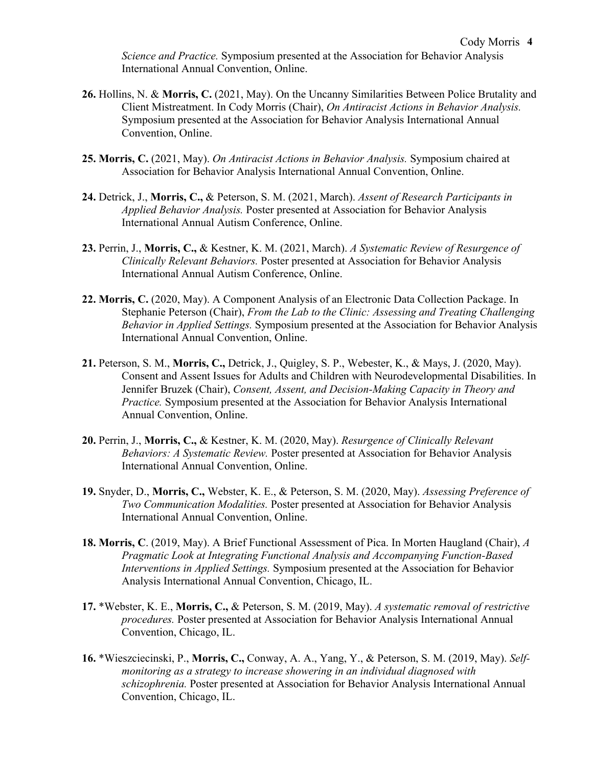*Science and Practice.* Symposium presented at the Association for Behavior Analysis International Annual Convention, Online.

**26.** Hollins, N. & **Morris, C.** (2021, May). On the Uncanny Similarities Between Police Brutality and Client Mistreatment. In Cody Morris (Chair), *On Antiracist Actions in Behavior Analysis.* Symposium presented at the Association for Behavior Analysis International Annual Convention, Online.

**25. Morris, C.** (2021, May). *On Antiracist Actions in Behavior Analysis.* Symposium chaired at Association for Behavior Analysis International Annual Convention, Online.

**24.** Detrick, J., **Morris, C.,** & Peterson, S. M. (2021, March). *Assent of Research Participants in Applied Behavior Analysis.* Poster presented at Association for Behavior Analysis International Annual Autism Conference, Online.

**23.** Perrin, J., **Morris, C.,** & Kestner, K. M. (2021, March). *A Systematic Review of Resurgence of Clinically Relevant Behaviors.* Poster presented at Association for Behavior Analysis International Annual Autism Conference, Online.

**22. Morris, C.** (2020, May). A Component Analysis of an Electronic Data Collection Package. In Stephanie Peterson (Chair), *From the Lab to the Clinic: Assessing and Treating Challenging Behavior in Applied Settings.* Symposium presented at the Association for Behavior Analysis International Annual Convention, Online.

**21.** Peterson, S. M., **Morris, C.,** Detrick, J., Quigley, S. P., Webester, K., & Mays, J. (2020, May). Consent and Assent Issues for Adults and Children with Neurodevelopmental Disabilities. In Jennifer Bruzek (Chair), *Consent, Assent, and Decision-Making Capacity in Theory and Practice.* Symposium presented at the Association for Behavior Analysis International Annual Convention, Online.

**20.** Perrin, J., **Morris, C.,** & Kestner, K. M. (2020, May). *Resurgence of Clinically Relevant Behaviors: A Systematic Review.* Poster presented at Association for Behavior Analysis International Annual Convention, Online.

**19.** Snyder, D., **Morris, C.,** Webster, K. E., & Peterson, S. M. (2020, May). *Assessing Preference of Two Communication Modalities.* Poster presented at Association for Behavior Analysis International Annual Convention, Online.

**18. Morris, C**. (2019, May). A Brief Functional Assessment of Pica. In Morten Haugland (Chair), *A Pragmatic Look at Integrating Functional Analysis and Accompanying Function-Based Interventions in Applied Settings.* Symposium presented at the Association for Behavior Analysis International Annual Convention, Chicago, IL.

**17.** *Webster, K. E., **Morris, C.,** & Peterson, S. M. (2019, May). *A systematic removal of restrictive procedures.* Poster presented at Association for Behavior Analysis International Annual Convention, Chicago, IL.

**16.** *Wieszciecinski, P., **Morris, C.,** Conway, A. A., Yang, Y., & Peterson, S. M. (2019, May). *Self-monitoring as a strategy to increase showering in an individual diagnosed with schizophrenia.* Poster presented at Association for Behavior Analysis International Annual Convention, Chicago, IL.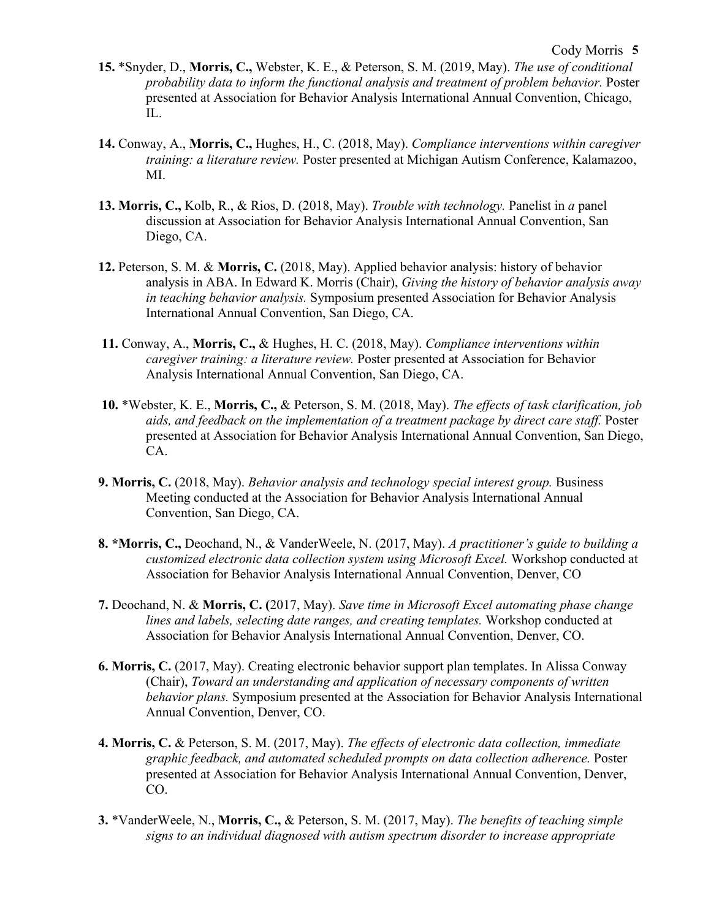**15.** *Snyder, D., **Morris, C.,** Webster, K. E., & Peterson, S. M. (2019, May). *The use of conditional probability data to inform the functional analysis and treatment of problem behavior.* Poster presented at Association for Behavior Analysis International Annual Convention, Chicago, IL.

**14.** Conway, A., **Morris, C.,** Hughes, H., C. (2018, May). *Compliance interventions within caregiver training: a literature review.* Poster presented at Michigan Autism Conference, Kalamazoo, MI.

**13. Morris, C.,** Kolb, R., & Rios, D. (2018, May). *Trouble with technology.* Panelist in *a* panel discussion at Association for Behavior Analysis International Annual Convention, San Diego, CA.

**12.** Peterson, S. M. & **Morris, C.** (2018, May). Applied behavior analysis: history of behavior analysis in ABA. In Edward K. Morris (Chair), *Giving the history of behavior analysis away in teaching behavior analysis.* Symposium presented Association for Behavior Analysis International Annual Convention, San Diego, CA.

**11.** Conway, A., **Morris, C.,** & Hughes, H. C. (2018, May). *Compliance interventions within caregiver training: a literature review.* Poster presented at Association for Behavior Analysis International Annual Convention, San Diego, CA.

**10.** *Webster, K. E., **Morris, C.,** & Peterson, S. M. (2018, May). *The effects of task clarification, job aids, and feedback on the implementation of a treatment package by direct care staff.* Poster presented at Association for Behavior Analysis International Annual Convention, San Diego, CA.

**9. Morris, C.** (2018, May). *Behavior analysis and technology special interest group.* Business Meeting conducted at the Association for Behavior Analysis International Annual Convention, San Diego, CA.

**8. *Morris, C.,** Deochand, N., & VanderWeele, N. (2017, May). *A practitioner's guide to building a customized electronic data collection system using Microsoft Excel.* Workshop conducted at Association for Behavior Analysis International Annual Convention, Denver, CO

**7.** Deochand, N. & **Morris, C. (**2017, May). *Save time in Microsoft Excel automating phase change lines and labels, selecting date ranges, and creating templates.* Workshop conducted at Association for Behavior Analysis International Annual Convention, Denver, CO.

**6. Morris, C.** (2017, May). Creating electronic behavior support plan templates. In Alissa Conway (Chair), *Toward an understanding and application of necessary components of written behavior plans.* Symposium presented at the Association for Behavior Analysis International Annual Convention, Denver, CO.

**4. Morris, C.** & Peterson, S. M. (2017, May). *The effects of electronic data collection, immediate graphic feedback, and automated scheduled prompts on data collection adherence.* Poster presented at Association for Behavior Analysis International Annual Convention, Denver, CO.

**3.** *VanderWeele, N., **Morris, C.,** & Peterson, S. M. (2017, May). *The benefits of teaching simple signs to an individual diagnosed with autism spectrum disorder to increase appropriate*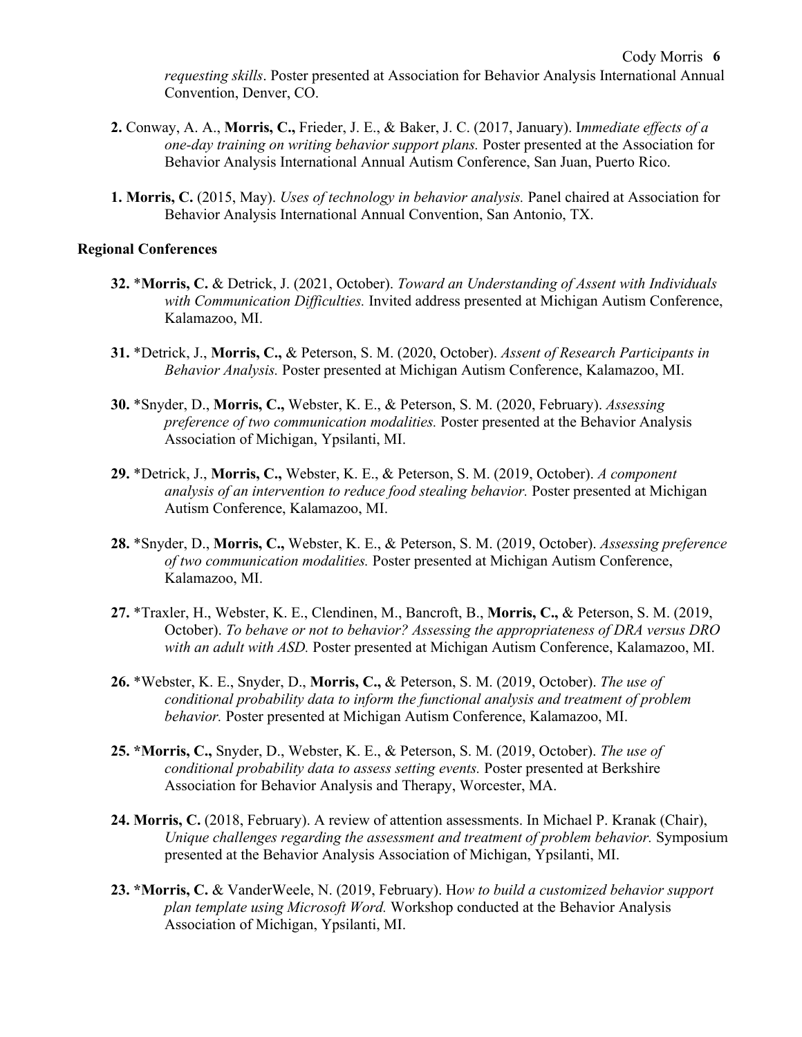*requesting skills*. Poster presented at Association for Behavior Analysis International Annual Convention, Denver, CO.

**2.** Conway, A. A., **Morris, C.,** Frieder, J. E., & Baker, J. C. (2017, January). I*mmediate effects of a one-day training on writing behavior support plans.* Poster presented at the Association for Behavior Analysis International Annual Autism Conference, San Juan, Puerto Rico.

**1. Morris, C.** (2015, May). *Uses of technology in behavior analysis.* Panel chaired at Association for Behavior Analysis International Annual Convention, San Antonio, TX.

**Regional Conferences**

**32.** *__Morris, C.__ & Detrick, J. (2021, October). *Toward an Understanding of Assent with Individuals with Communication Difficulties.* Invited address presented at Michigan Autism Conference, Kalamazoo, MI.

**31.** *Detrick, J., **Morris, C.,** & Peterson, S. M. (2020, October). *Assent of Research Participants in Behavior Analysis.* Poster presented at Michigan Autism Conference, Kalamazoo, MI.

**30.** *Snyder, D., **Morris, C.,** Webster, K. E., & Peterson, S. M. (2020, February). *Assessing preference of two communication modalities.* Poster presented at the Behavior Analysis Association of Michigan, Ypsilanti, MI.

**29.** *Detrick, J., **Morris, C.,** Webster, K. E., & Peterson, S. M. (2019, October). *A component analysis of an intervention to reduce food stealing behavior.* Poster presented at Michigan Autism Conference, Kalamazoo, MI.

**28.** *Snyder, D., **Morris, C.,** Webster, K. E., & Peterson, S. M. (2019, October). *Assessing preference of two communication modalities.* Poster presented at Michigan Autism Conference, Kalamazoo, MI.

**27.** *Traxler, H., Webster, K. E., Clendinen, M., Bancroft, B., **Morris, C.,** & Peterson, S. M. (2019, October). *To behave or not to behavior? Assessing the appropriateness of DRA versus DRO with an adult with ASD.* Poster presented at Michigan Autism Conference, Kalamazoo, MI.

**26.** *Webster, K. E., Snyder, D., **Morris, C.,** & Peterson, S. M. (2019, October). *The use of conditional probability data to inform the functional analysis and treatment of problem behavior.* Poster presented at Michigan Autism Conference, Kalamazoo, MI.

**25. *Morris, C.,** Snyder, D., Webster, K. E., & Peterson, S. M. (2019, October). *The use of conditional probability data to assess setting events.* Poster presented at Berkshire Association for Behavior Analysis and Therapy, Worcester, MA.

**24. Morris, C.** (2018, February). A review of attention assessments. In Michael P. Kranak (Chair), *Unique challenges regarding the assessment and treatment of problem behavior.* Symposium presented at the Behavior Analysis Association of Michigan, Ypsilanti, MI.

**23. *Morris, C.** & VanderWeele, N. (2019, February). H*ow to build a customized behavior support plan template using Microsoft Word.* Workshop conducted at the Behavior Analysis Association of Michigan, Ypsilanti, MI.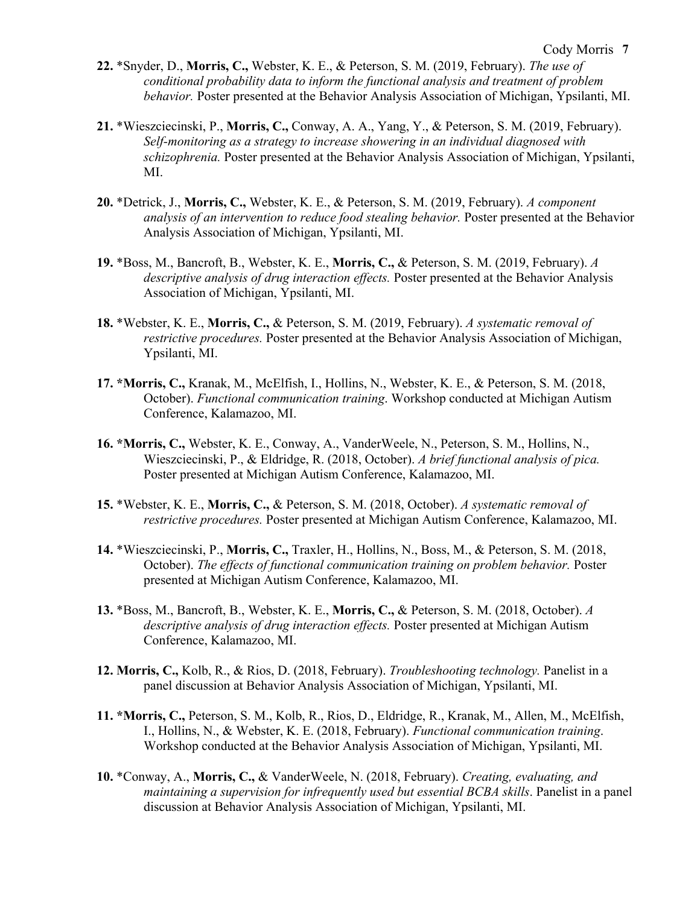**22.** *Snyder, D., **Morris, C.,** Webster, K. E., & Peterson, S. M. (2019, February). *The use of conditional probability data to inform the functional analysis and treatment of problem behavior.* Poster presented at the Behavior Analysis Association of Michigan, Ypsilanti, MI.

**21.** *Wieszciecinski, P., **Morris, C.,** Conway, A. A., Yang, Y., & Peterson, S. M. (2019, February). *Self-monitoring as a strategy to increase showering in an individual diagnosed with schizophrenia.* Poster presented at the Behavior Analysis Association of Michigan, Ypsilanti, MI.

**20.** *Detrick, J., **Morris, C.,** Webster, K. E., & Peterson, S. M. (2019, February). *A component analysis of an intervention to reduce food stealing behavior.* Poster presented at the Behavior Analysis Association of Michigan, Ypsilanti, MI.

**19.** *Boss, M., Bancroft, B., Webster, K. E., **Morris, C.,** & Peterson, S. M. (2019, February). *A descriptive analysis of drug interaction effects.* Poster presented at the Behavior Analysis Association of Michigan, Ypsilanti, MI.

**18.** *Webster, K. E., **Morris, C.,** & Peterson, S. M. (2019, February). *A systematic removal of restrictive procedures.* Poster presented at the Behavior Analysis Association of Michigan, Ypsilanti, MI.

**17.** ***Morris, C.,** Kranak, M., McElfish, I., Hollins, N., Webster, K. E., & Peterson, S. M. (2018, October). *Functional communication training*. Workshop conducted at Michigan Autism Conference, Kalamazoo, MI.

**16.** ***Morris, C.,** Webster, K. E., Conway, A., VanderWeele, N., Peterson, S. M., Hollins, N., Wieszciecinski, P., & Eldridge, R. (2018, October). *A brief functional analysis of pica.* Poster presented at Michigan Autism Conference, Kalamazoo, MI.

**15.** *Webster, K. E., **Morris, C.,** & Peterson, S. M. (2018, October). *A systematic removal of restrictive procedures.* Poster presented at Michigan Autism Conference, Kalamazoo, MI.

**14.** *Wieszciecinski, P., **Morris, C.,** Traxler, H., Hollins, N., Boss, M., & Peterson, S. M. (2018, October). *The effects of functional communication training on problem behavior.* Poster presented at Michigan Autism Conference, Kalamazoo, MI.

**13.** *Boss, M., Bancroft, B., Webster, K. E., **Morris, C.,** & Peterson, S. M. (2018, October). *A descriptive analysis of drug interaction effects.* Poster presented at Michigan Autism Conference, Kalamazoo, MI.

**12.** **Morris, C.,** Kolb, R., & Rios, D. (2018, February). *Troubleshooting technology.* Panelist in a panel discussion at Behavior Analysis Association of Michigan, Ypsilanti, MI.

**11.** ***Morris, C.,** Peterson, S. M., Kolb, R., Rios, D., Eldridge, R., Kranak, M., Allen, M., McElfish, I., Hollins, N., & Webster, K. E. (2018, February). *Functional communication training*. Workshop conducted at the Behavior Analysis Association of Michigan, Ypsilanti, MI.

**10.** *Conway, A., **Morris, C.,** & VanderWeele, N. (2018, February). *Creating, evaluating, and maintaining a supervision for infrequently used but essential BCBA skills*. Panelist in a panel discussion at Behavior Analysis Association of Michigan, Ypsilanti, MI.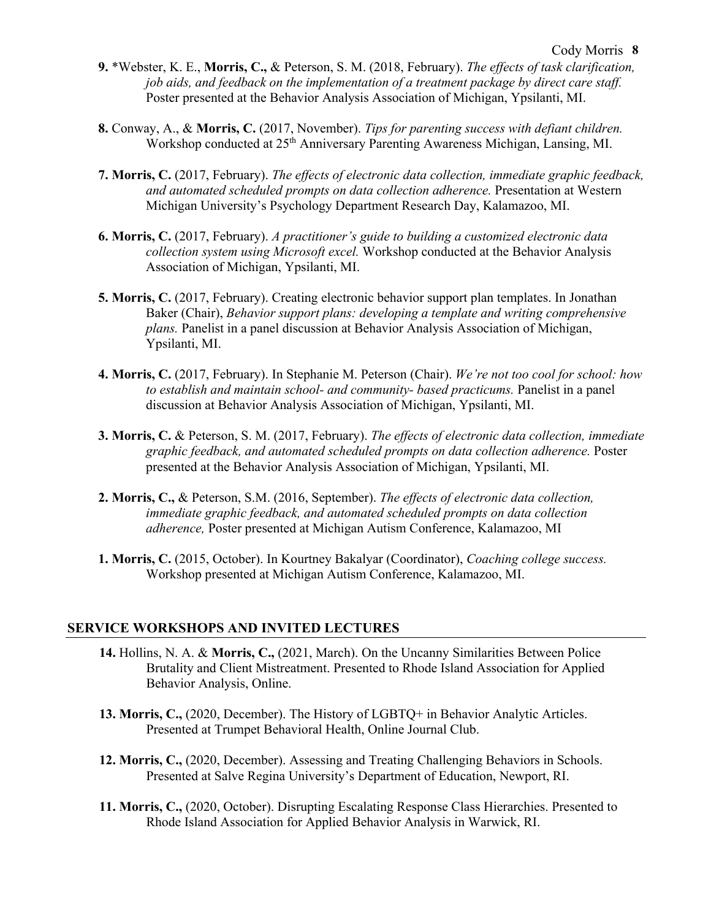**9.** *Webster, K. E., **Morris, C.,** & Peterson, S. M. (2018, February). *The effects of task clarification, job aids, and feedback on the implementation of a treatment package by direct care staff.* Poster presented at the Behavior Analysis Association of Michigan, Ypsilanti, MI.

**8.** Conway, A., & **Morris, C.** (2017, November). *Tips for parenting success with defiant children.* Workshop conducted at 25th Anniversary Parenting Awareness Michigan, Lansing, MI.

**7. Morris, C.** (2017, February). *The effects of electronic data collection, immediate graphic feedback, and automated scheduled prompts on data collection adherence.* Presentation at Western Michigan University's Psychology Department Research Day, Kalamazoo, MI.

**6. Morris, C.** (2017, February). *A practitioner's guide to building a customized electronic data collection system using Microsoft excel.* Workshop conducted at the Behavior Analysis Association of Michigan, Ypsilanti, MI.

**5. Morris, C.** (2017, February). Creating electronic behavior support plan templates. In Jonathan Baker (Chair), *Behavior support plans: developing a template and writing comprehensive plans.* Panelist in a panel discussion at Behavior Analysis Association of Michigan, Ypsilanti, MI.

**4. Morris, C.** (2017, February). In Stephanie M. Peterson (Chair). *We're not too cool for school: how to establish and maintain school- and community- based practicums.* Panelist in a panel discussion at Behavior Analysis Association of Michigan, Ypsilanti, MI.

**3. Morris, C.** & Peterson, S. M. (2017, February). *The effects of electronic data collection, immediate graphic feedback, and automated scheduled prompts on data collection adherence.* Poster presented at the Behavior Analysis Association of Michigan, Ypsilanti, MI.

**2. Morris, C.,** & Peterson, S.M. (2016, September). *The effects of electronic data collection, immediate graphic feedback, and automated scheduled prompts on data collection adherence,* Poster presented at Michigan Autism Conference, Kalamazoo, MI

**1. Morris, C.** (2015, October). In Kourtney Bakalyar (Coordinator), *Coaching college success.* Workshop presented at Michigan Autism Conference, Kalamazoo, MI.

## SERVICE WORKSHOPS AND INVITED LECTURES

**14.** Hollins, N. A. & **Morris, C.,** (2021, March). On the Uncanny Similarities Between Police Brutality and Client Mistreatment. Presented to Rhode Island Association for Applied Behavior Analysis, Online.

**13. Morris, C.,** (2020, December). The History of LGBTQ+ in Behavior Analytic Articles. Presented at Trumpet Behavioral Health, Online Journal Club.

**12. Morris, C.,** (2020, December). Assessing and Treating Challenging Behaviors in Schools. Presented at Salve Regina University's Department of Education, Newport, RI.

**11. Morris, C.,** (2020, October). Disrupting Escalating Response Class Hierarchies. Presented to Rhode Island Association for Applied Behavior Analysis in Warwick, RI.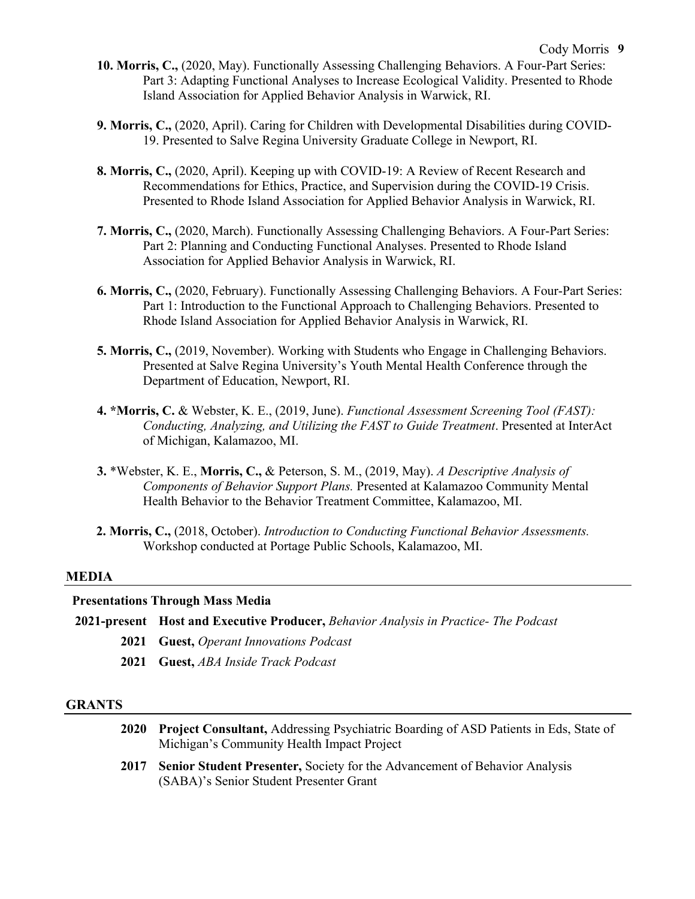**10. Morris, C.,** (2020, May). Functionally Assessing Challenging Behaviors. A Four-Part Series: Part 3: Adapting Functional Analyses to Increase Ecological Validity. Presented to Rhode Island Association for Applied Behavior Analysis in Warwick, RI.

**9. Morris, C.,** (2020, April). Caring for Children with Developmental Disabilities during COVID-19. Presented to Salve Regina University Graduate College in Newport, RI.

**8. Morris, C.,** (2020, April). Keeping up with COVID-19: A Review of Recent Research and Recommendations for Ethics, Practice, and Supervision during the COVID-19 Crisis. Presented to Rhode Island Association for Applied Behavior Analysis in Warwick, RI.

**7. Morris, C.,** (2020, March). Functionally Assessing Challenging Behaviors. A Four-Part Series: Part 2: Planning and Conducting Functional Analyses. Presented to Rhode Island Association for Applied Behavior Analysis in Warwick, RI.

**6. Morris, C.,** (2020, February). Functionally Assessing Challenging Behaviors. A Four-Part Series: Part 1: Introduction to the Functional Approach to Challenging Behaviors. Presented to Rhode Island Association for Applied Behavior Analysis in Warwick, RI.

**5. Morris, C.,** (2019, November). Working with Students who Engage in Challenging Behaviors. Presented at Salve Regina University's Youth Mental Health Conference through the Department of Education, Newport, RI.

**4. *Morris, C.** & Webster, K. E., (2019, June). *Functional Assessment Screening Tool (FAST): Conducting, Analyzing, and Utilizing the FAST to Guide Treatment*. Presented at InterAct of Michigan, Kalamazoo, MI.

**3.** *Webster, K. E., **Morris, C.,** & Peterson, S. M., (2019, May). *A Descriptive Analysis of Components of Behavior Support Plans.* Presented at Kalamazoo Community Mental Health Behavior to the Behavior Treatment Committee, Kalamazoo, MI.

**2. Morris, C.,** (2018, October). *Introduction to Conducting Functional Behavior Assessments.* Workshop conducted at Portage Public Schools, Kalamazoo, MI.

## MEDIA

**Presentations Through Mass Media**

**2021-present** **Host and Executive Producer,** *Behavior Analysis in Practice- The Podcast*

**2021** **Guest,** *Operant Innovations Podcast*

**2021** **Guest,** *ABA Inside Track Podcast*

## GRANTS

**2020** **Project Consultant,** Addressing Psychiatric Boarding of ASD Patients in Eds, State of Michigan's Community Health Impact Project

**2017** **Senior Student Presenter,** Society for the Advancement of Behavior Analysis (SABA)'s Senior Student Presenter Grant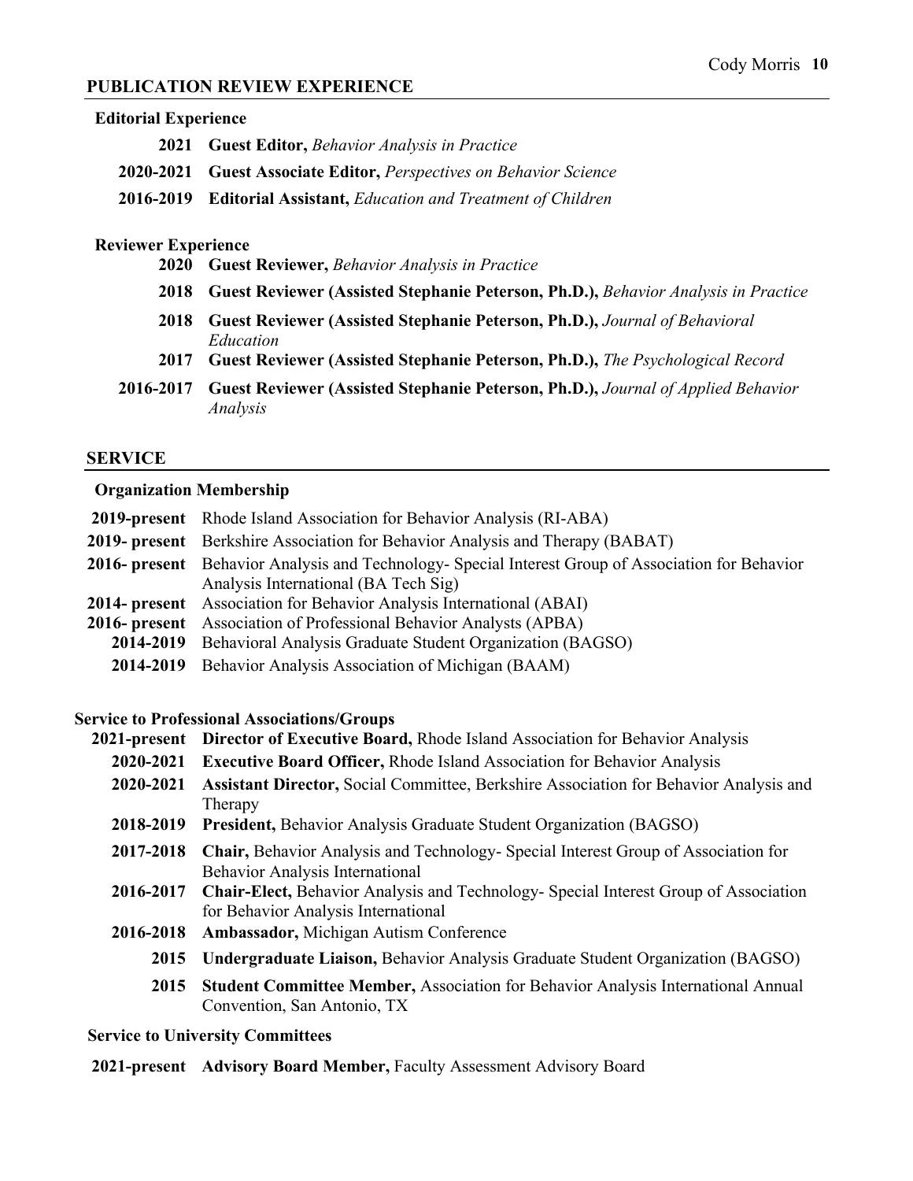## PUBLICATION REVIEW EXPERIENCE

### Editorial Experience

**2021** **Guest Editor,** *Behavior Analysis in Practice*

**2020-2021** **Guest Associate Editor,** *Perspectives on Behavior Science*

**2016-2019** **Editorial Assistant,** *Education and Treatment of Children*

### Reviewer Experience

**2020** **Guest Reviewer,** *Behavior Analysis in Practice*

**2018** **Guest Reviewer (Assisted Stephanie Peterson, Ph.D.),** *Behavior Analysis in Practice*

**2018** **Guest Reviewer (Assisted Stephanie Peterson, Ph.D.),** *Journal of Behavioral Education*

**2017** **Guest Reviewer (Assisted Stephanie Peterson, Ph.D.),** *The Psychological Record*

**2016-2017** **Guest Reviewer (Assisted Stephanie Peterson, Ph.D.),** *Journal of Applied Behavior Analysis*

## SERVICE

### Organization Membership

**2019-present** Rhode Island Association for Behavior Analysis (RI-ABA)

**2019- present** Berkshire Association for Behavior Analysis and Therapy (BABAT)

**2016- present** Behavior Analysis and Technology- Special Interest Group of Association for Behavior Analysis International (BA Tech Sig)

**2014- present** Association for Behavior Analysis International (ABAI)

**2016- present** Association of Professional Behavior Analysts (APBA)

**2014-2019** Behavioral Analysis Graduate Student Organization (BAGSO)

**2014-2019** Behavior Analysis Association of Michigan (BAAM)

### Service to Professional Associations/Groups

**2021-present** **Director of Executive Board,** Rhode Island Association for Behavior Analysis

**2020-2021** **Executive Board Officer,** Rhode Island Association for Behavior Analysis

**2020-2021** **Assistant Director,** Social Committee, Berkshire Association for Behavior Analysis and Therapy

**2018-2019** **President,** Behavior Analysis Graduate Student Organization (BAGSO)

**2017-2018** **Chair,** Behavior Analysis and Technology- Special Interest Group of Association for Behavior Analysis International

**2016-2017** **Chair-Elect,** Behavior Analysis and Technology- Special Interest Group of Association for Behavior Analysis International

**2016-2018** **Ambassador,** Michigan Autism Conference

**2015** **Undergraduate Liaison,** Behavior Analysis Graduate Student Organization (BAGSO)

**2015** **Student Committee Member,** Association for Behavior Analysis International Annual Convention, San Antonio, TX

### Service to University Committees

**2021-present** **Advisory Board Member,** Faculty Assessment Advisory Board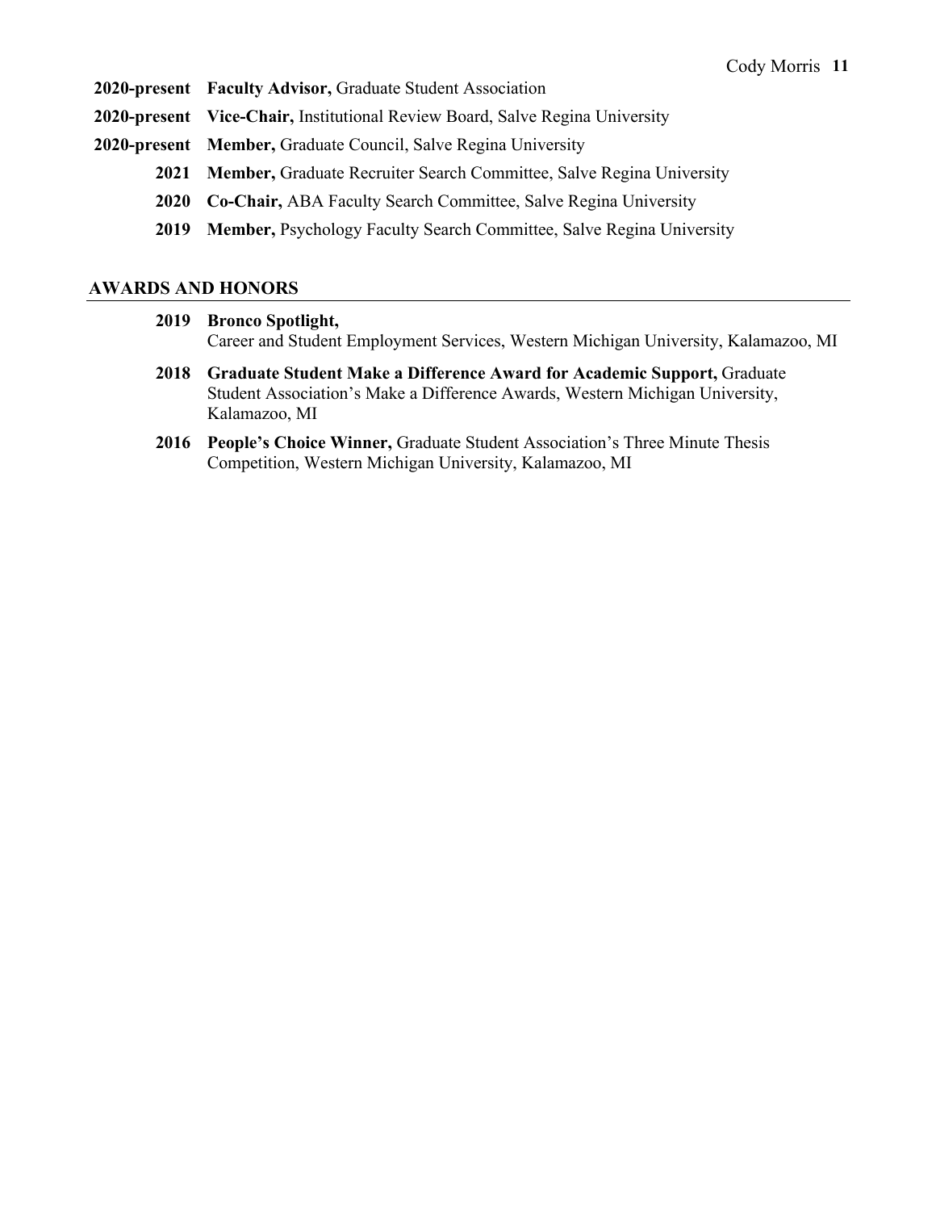**2020-present** **Faculty Advisor,** Graduate Student Association

**2020-present** **Vice-Chair,** Institutional Review Board, Salve Regina University

**2020-present** **Member,** Graduate Council, Salve Regina University

**2021** **Member,** Graduate Recruiter Search Committee, Salve Regina University

**2020** **Co-Chair,** ABA Faculty Search Committee, Salve Regina University

**2019** **Member,** Psychology Faculty Search Committee, Salve Regina University

## AWARDS AND HONORS

**2019** **Bronco Spotlight,**
Career and Student Employment Services, Western Michigan University, Kalamazoo, MI

**2018** **Graduate Student Make a Difference Award for Academic Support,** Graduate Student Association's Make a Difference Awards, Western Michigan University, Kalamazoo, MI

**2016** **People's Choice Winner,** Graduate Student Association's Three Minute Thesis Competition, Western Michigan University, Kalamazoo, MI